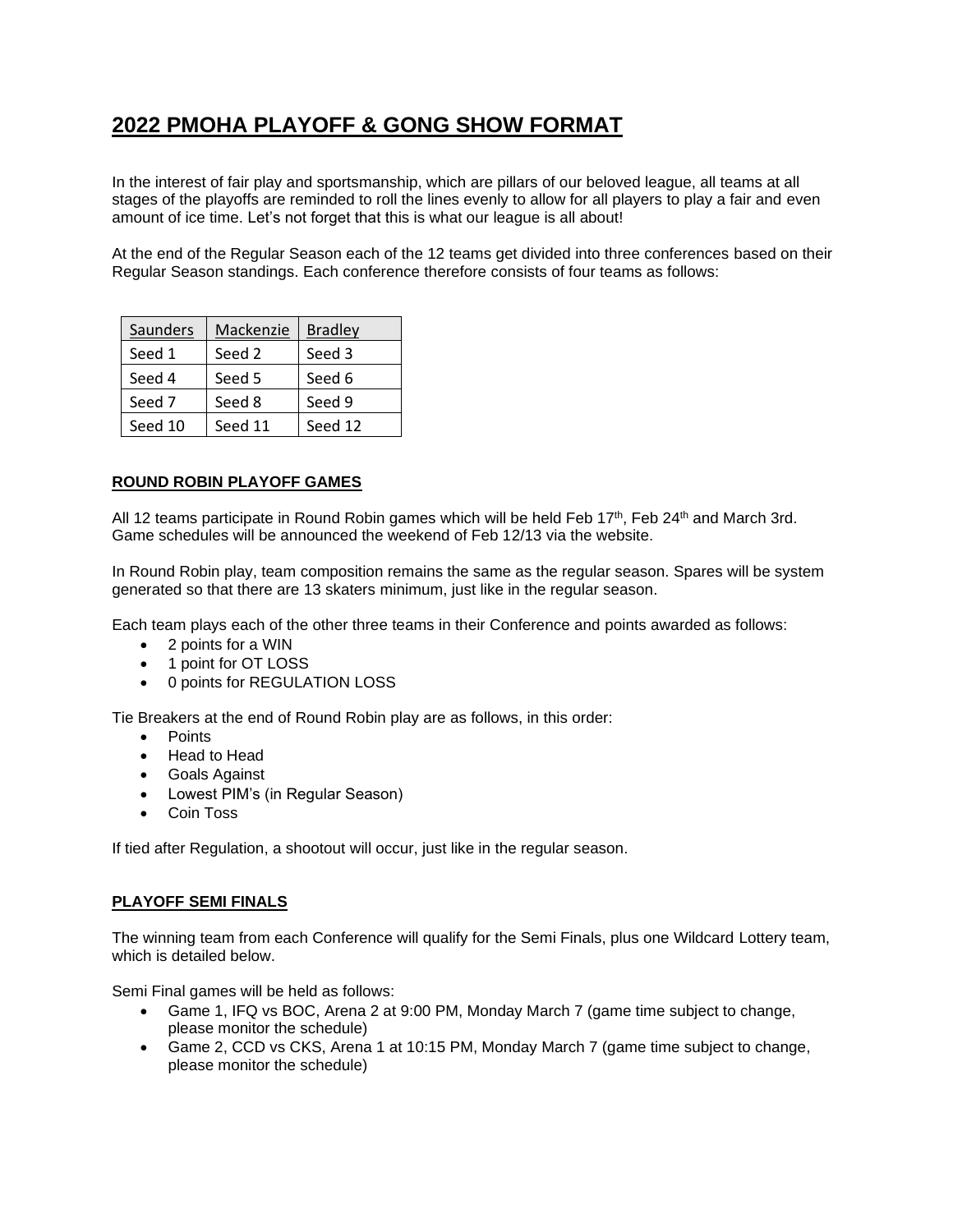# 2022 PMOHA PLAYOFF & GONG SHOW FORMAT

In the interest of fair play and sportsmanship, which are pillars of our beloved league, all teams at all stages of the playoffs are reminded to roll the lines evenly to allow for all players to play a fair and even amount of ice time. Let's not forget that this is what our league is all about!

At the end of the Regular Season each of the 12 teams get divided into three conferences based on their Regular Season standings. Each conference therefore consists of four teams as follows:

| Saunders | Mackenzie | Bradley |
|---|---|---|
| Seed 1 | Seed 2 | Seed 3 |
| Seed 4 | Seed 5 | Seed 6 |
| Seed 7 | Seed 8 | Seed 9 |
| Seed 10 | Seed 11 | Seed 12 |

## ROUND ROBIN PLAYOFF GAMES

All 12 teams participate in Round Robin games which will be held Feb 17th, Feb 24th and March 3rd. Game schedules will be announced the weekend of Feb 12/13 via the website.

In Round Robin play, team composition remains the same as the regular season. Spares will be system generated so that there are 13 skaters minimum, just like in the regular season.

Each team plays each of the other three teams in their Conference and points awarded as follows:

- 2 points for a WIN
- 1 point for OT LOSS
- 0 points for REGULATION LOSS

Tie Breakers at the end of Round Robin play are as follows, in this order:

- Points
- Head to Head
- Goals Against
- Lowest PIM's (in Regular Season)
- Coin Toss

If tied after Regulation, a shootout will occur, just like in the regular season.

## PLAYOFF SEMI FINALS

The winning team from each Conference will qualify for the Semi Finals, plus one Wildcard Lottery team, which is detailed below.

Semi Final games will be held as follows:

- Game 1, IFQ vs BOC, Arena 2 at 9:00 PM, Monday March 7 (game time subject to change, please monitor the schedule)
- Game 2, CCD vs CKS, Arena 1 at 10:15 PM, Monday March 7 (game time subject to change, please monitor the schedule)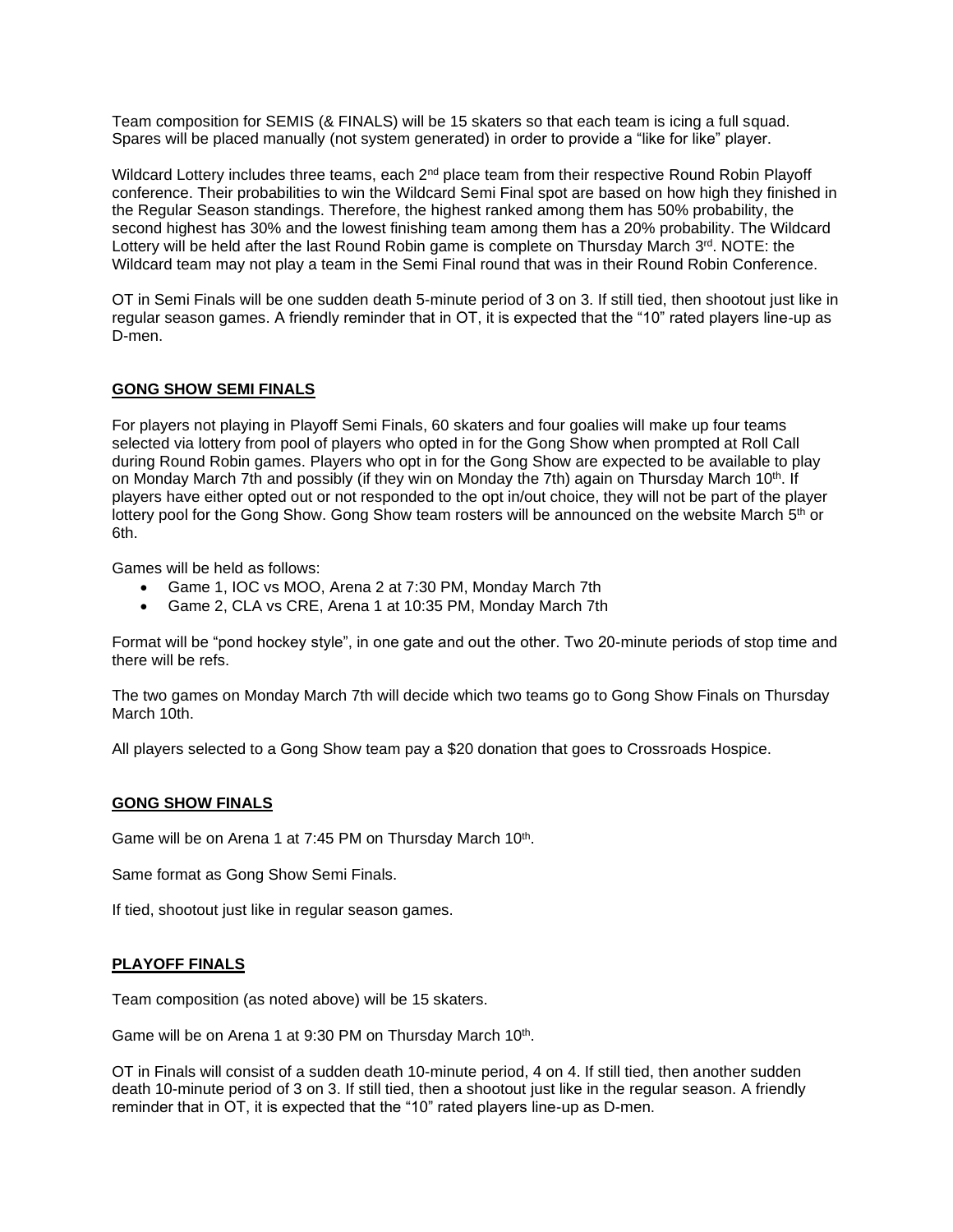Team composition for SEMIS (& FINALS) will be 15 skaters so that each team is icing a full squad. Spares will be placed manually (not system generated) in order to provide a "like for like" player.

Wildcard Lottery includes three teams, each 2nd place team from their respective Round Robin Playoff conference. Their probabilities to win the Wildcard Semi Final spot are based on how high they finished in the Regular Season standings. Therefore, the highest ranked among them has 50% probability, the second highest has 30% and the lowest finishing team among them has a 20% probability. The Wildcard Lottery will be held after the last Round Robin game is complete on Thursday March 3rd. NOTE: the Wildcard team may not play a team in the Semi Final round that was in their Round Robin Conference.

OT in Semi Finals will be one sudden death 5-minute period of 3 on 3. If still tied, then shootout just like in regular season games. A friendly reminder that in OT, it is expected that the "10" rated players line-up as D-men.

## GONG SHOW SEMI FINALS

For players not playing in Playoff Semi Finals, 60 skaters and four goalies will make up four teams selected via lottery from pool of players who opted in for the Gong Show when prompted at Roll Call during Round Robin games. Players who opt in for the Gong Show are expected to be available to play on Monday March 7th and possibly (if they win on Monday the 7th) again on Thursday March 10th. If players have either opted out or not responded to the opt in/out choice, they will not be part of the player lottery pool for the Gong Show. Gong Show team rosters will be announced on the website March 5th or 6th.

Games will be held as follows:

- Game 1, IOC vs MOO, Arena 2 at 7:30 PM, Monday March 7th
- Game 2, CLA vs CRE, Arena 1 at 10:35 PM, Monday March 7th

Format will be "pond hockey style", in one gate and out the other. Two 20-minute periods of stop time and there will be refs.

The two games on Monday March 7th will decide which two teams go to Gong Show Finals on Thursday March 10th.

All players selected to a Gong Show team pay a $20 donation that goes to Crossroads Hospice.

## GONG SHOW FINALS

Game will be on Arena 1 at 7:45 PM on Thursday March 10th.

Same format as Gong Show Semi Finals.

If tied, shootout just like in regular season games.

## PLAYOFF FINALS

Team composition (as noted above) will be 15 skaters.

Game will be on Arena 1 at 9:30 PM on Thursday March 10th.

OT in Finals will consist of a sudden death 10-minute period, 4 on 4. If still tied, then another sudden death 10-minute period of 3 on 3. If still tied, then a shootout just like in the regular season. A friendly reminder that in OT, it is expected that the "10" rated players line-up as D-men.